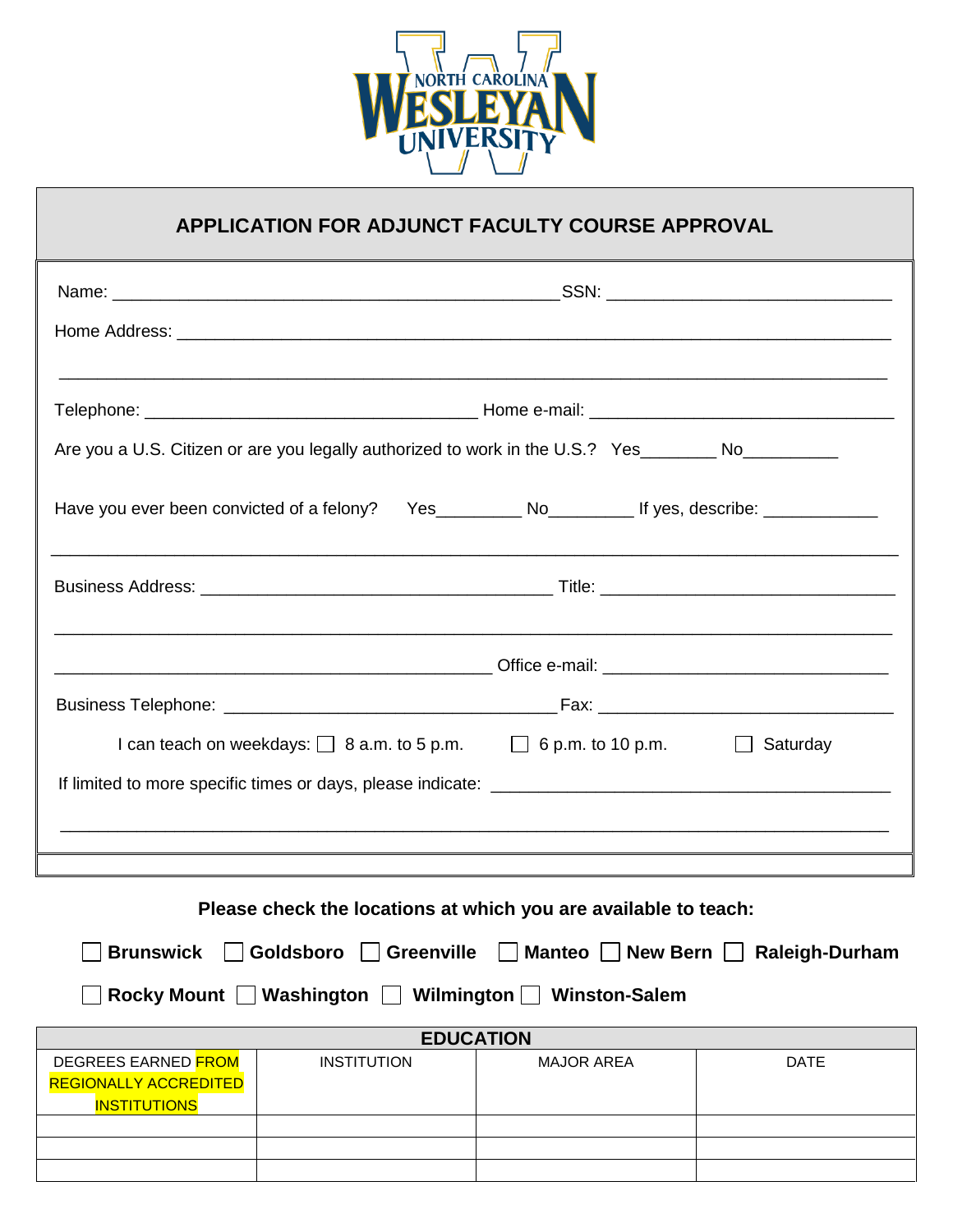NORTH CAROLINA WESLEYAN UNIVERSITY

## APPLICATION FOR ADJUNCT FACULTY COURSE APPROVAL

Name: ______________________________________________ SSN: ______________________________

Home Address: ________________________________________________________________________

______________________________________________________________________________________

Telephone: ___________________________________ Home e-mail: ________________________________

Are you a U.S. Citizen or are you legally authorized to work in the U.S.? Yes________ No__________

Have you ever been convicted of a felony? Yes_________ No_________ If yes, describe: ____________

______________________________________________________________________________________

Business Address: ______________________________________ Title: ______________________________

______________________________________________________________________________________

______________________________________________ Office e-mail: ______________________________

Business Telephone: ____________________________________ Fax: ________________________________

I can teach on weekdays: ☐ 8 a.m. to 5 p.m. ☐ 6 p.m. to 10 p.m. ☐ Saturday

If limited to more specific times or days, please indicate: ________________________________________

______________________________________________________________________________________

**Please check the locations at which you are available to teach:**

☐ **Brunswick** ☐ **Goldsboro** ☐ **Greenville** ☐ **Manteo** ☐ **New Bern** ☐ **Raleigh-Durham**

☐ **Rocky Mount** ☐ **Washington** ☐ **Wilmington** ☐ **Winston-Salem**

| **EDUCATION** | | | |
|---|---|---|---|
| DEGREES EARNED FROM REGIONALLY ACCREDITED INSTITUTIONS | INSTITUTION | MAJOR AREA | DATE |
| | | | |
| | | | |
| | | | |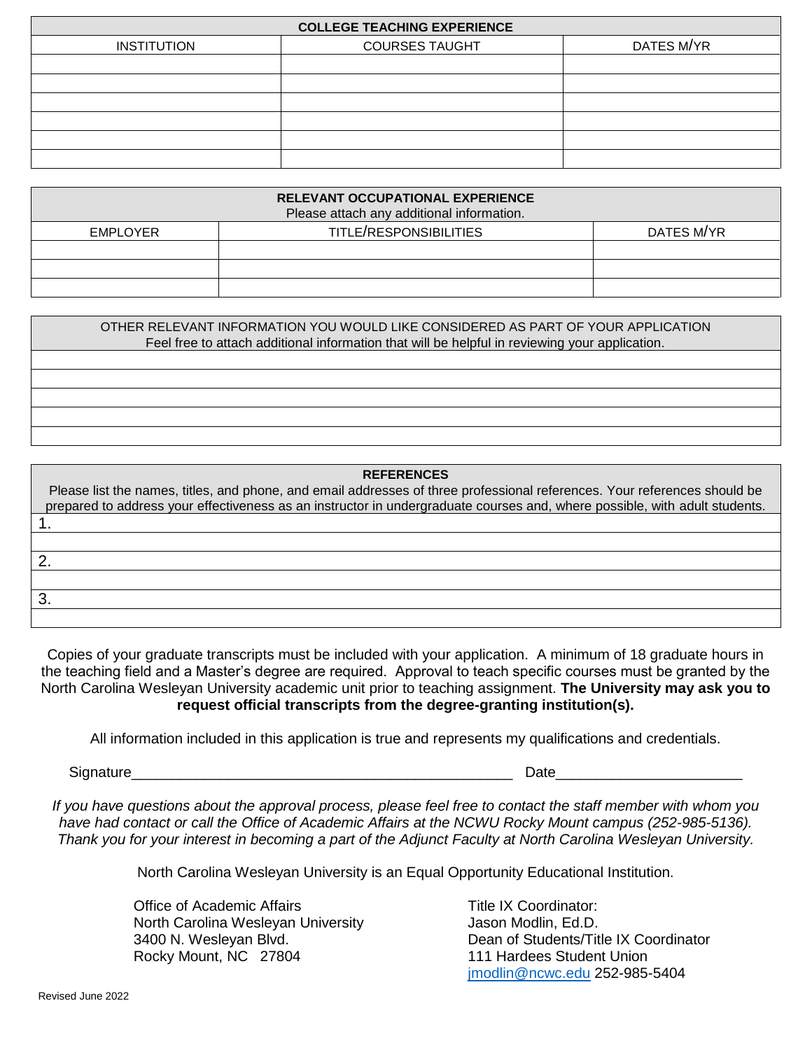| COLLEGE TEACHING EXPERIENCE | | |
| --- | --- | --- |
| INSTITUTION | COURSES TAUGHT | DATES M/YR |
| | | |
| | | |
| | | |
| | | |
| | | |
| | | |

| RELEVANT OCCUPATIONAL EXPERIENCE<br>Please attach any additional information. | | |
| --- | --- | --- |
| EMPLOYER | TITLE/RESPONSIBILITIES | DATES M/YR |
| | | |
| | | |
| | | |

| OTHER RELEVANT INFORMATION YOU WOULD LIKE CONSIDERED AS PART OF YOUR APPLICATION<br>Feel free to attach additional information that will be helpful in reviewing your application. |
| --- |
| |
| |
| |
| |
| |

| **REFERENCES**<br>Please list the names, titles, and phone, and email addresses of three professional references. Your references should be prepared to address your effectiveness as an instructor in undergraduate courses and, where possible, with adult students. |
| --- |
| 1. |
| |
| 2. |
| |
| 3. |
| |

Copies of your graduate transcripts must be included with your application. A minimum of 18 graduate hours in the teaching field and a Master's degree are required. Approval to teach specific courses must be granted by the North Carolina Wesleyan University academic unit prior to teaching assignment. **The University may ask you to request official transcripts from the degree-granting institution(s).**

All information included in this application is true and represents my qualifications and credentials.

Signature_______________________________________________ Date______________________

*If you have questions about the approval process, please feel free to contact the staff member with whom you have had contact or call the Office of Academic Affairs at the NCWU Rocky Mount campus (252-985-5136). Thank you for your interest in becoming a part of the Adjunct Faculty at North Carolina Wesleyan University.*

North Carolina Wesleyan University is an Equal Opportunity Educational Institution.

Office of Academic Affairs
North Carolina Wesleyan University
3400 N. Wesleyan Blvd.
Rocky Mount, NC 27804

Title IX Coordinator:
Jason Modlin, Ed.D.
Dean of Students/Title IX Coordinator
111 Hardees Student Union
jmodlin@ncwc.edu 252-985-5404

Revised June 2022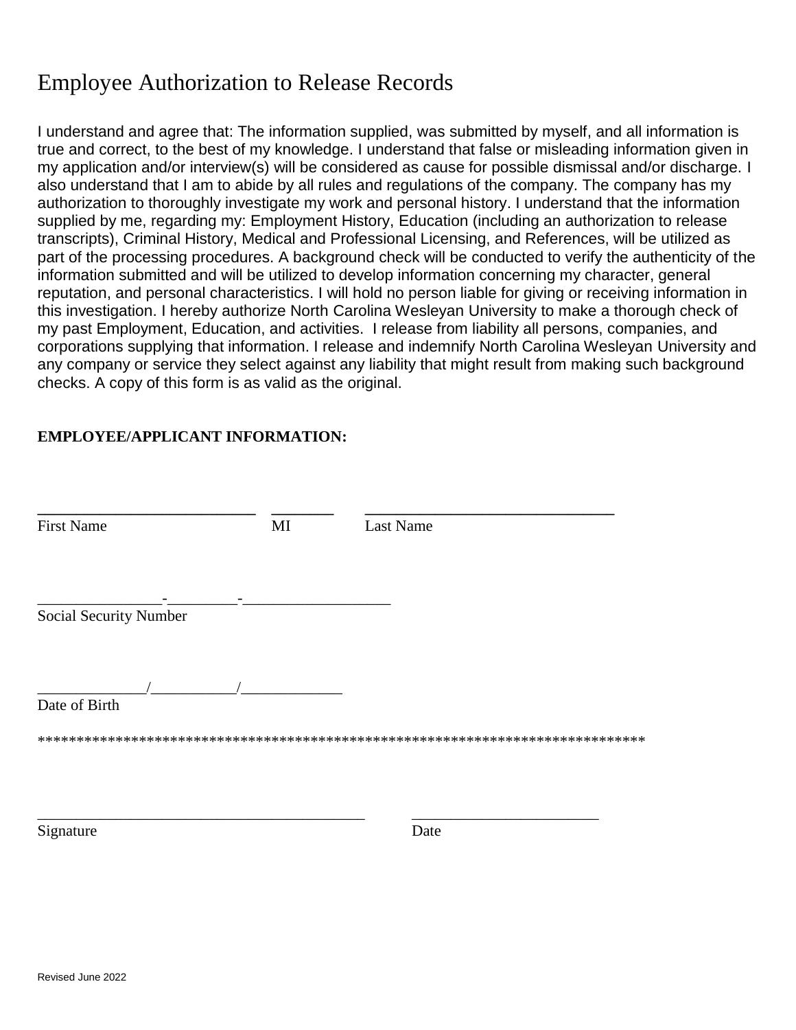# Employee Authorization to Release Records

I understand and agree that: The information supplied, was submitted by myself, and all information is true and correct, to the best of my knowledge. I understand that false or misleading information given in my application and/or interview(s) will be considered as cause for possible dismissal and/or discharge. I also understand that I am to abide by all rules and regulations of the company. The company has my authorization to thoroughly investigate my work and personal history. I understand that the information supplied by me, regarding my: Employment History, Education (including an authorization to release transcripts), Criminal History, Medical and Professional Licensing, and References, will be utilized as part of the processing procedures. A background check will be conducted to verify the authenticity of the information submitted and will be utilized to develop information concerning my character, general reputation, and personal characteristics. I will hold no person liable for giving or receiving information in this investigation. I hereby authorize North Carolina Wesleyan University to make a thorough check of my past Employment, Education, and activities. I release from liability all persons, companies, and corporations supplying that information. I release and indemnify North Carolina Wesleyan University and any company or service they select against any liability that might result from making such background checks. A copy of this form is as valid as the original.

**EMPLOYEE/APPLICANT INFORMATION:**

___________________________ ________ _______________________________

First Name MI Last Name

________________-_________-___________________

Social Security Number

______________/___________/_____________

Date of Birth

********************************************************************************

___________________________________________ ________________________

Signature Date

Revised June 2022